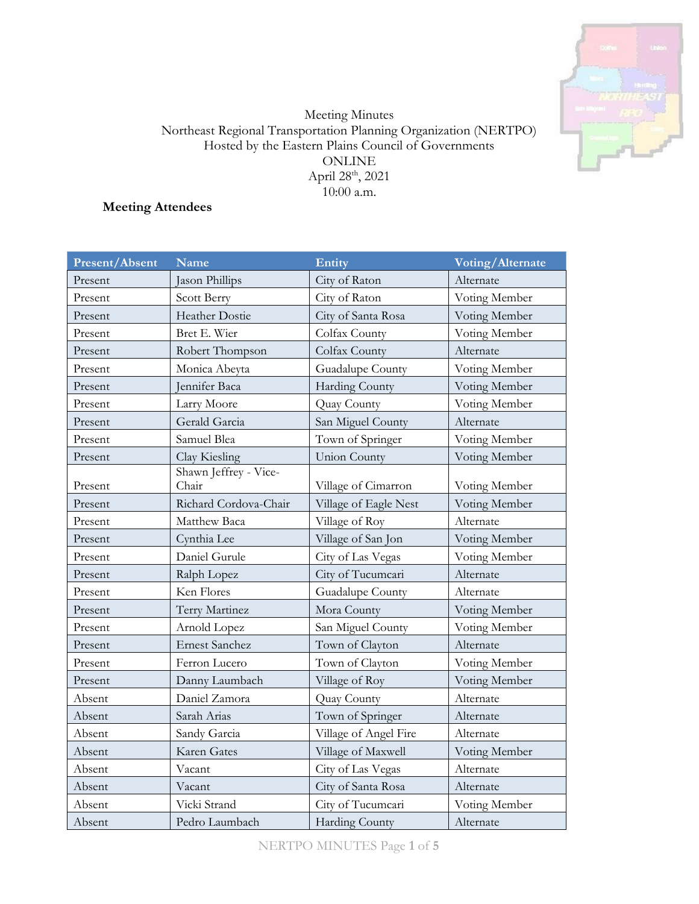Meeting Minutes
Northeast Regional Transportation Planning Organization (NERTPO)
Hosted by the Eastern Plains Council of Governments
ONLINE
April 28th, 2021
10:00 a.m.

**Meeting Attendees**

| Present/Absent | Name | Entity | Voting/Alternate |
|---|---|---|---|
| Present | Jason Phillips | City of Raton | Alternate |
| Present | Scott Berry | City of Raton | Voting Member |
| Present | Heather Dostie | City of Santa Rosa | Voting Member |
| Present | Bret E. Wier | Colfax County | Voting Member |
| Present | Robert Thompson | Colfax County | Alternate |
| Present | Monica Abeyta | Guadalupe County | Voting Member |
| Present | Jennifer Baca | Harding County | Voting Member |
| Present | Larry Moore | Quay County | Voting Member |
| Present | Gerald Garcia | San Miguel County | Alternate |
| Present | Samuel Blea | Town of Springer | Voting Member |
| Present | Clay Kiesling | Union County | Voting Member |
| Present | Shawn Jeffrey - Vice-Chair | Village of Cimarron | Voting Member |
| Present | Richard Cordova-Chair | Village of Eagle Nest | Voting Member |
| Present | Matthew Baca | Village of Roy | Alternate |
| Present | Cynthia Lee | Village of San Jon | Voting Member |
| Present | Daniel Gurule | City of Las Vegas | Voting Member |
| Present | Ralph Lopez | City of Tucumcari | Alternate |
| Present | Ken Flores | Guadalupe County | Alternate |
| Present | Terry Martinez | Mora County | Voting Member |
| Present | Arnold Lopez | San Miguel County | Voting Member |
| Present | Ernest Sanchez | Town of Clayton | Alternate |
| Present | Ferron Lucero | Town of Clayton | Voting Member |
| Present | Danny Laumbach | Village of Roy | Voting Member |
| Absent | Daniel Zamora | Quay County | Alternate |
| Absent | Sarah Arias | Town of Springer | Alternate |
| Absent | Sandy Garcia | Village of Angel Fire | Alternate |
| Absent | Karen Gates | Village of Maxwell | Voting Member |
| Absent | Vacant | City of Las Vegas | Alternate |
| Absent | Vacant | City of Santa Rosa | Alternate |
| Absent | Vicki Strand | City of Tucumcari | Voting Member |
| Absent | Pedro Laumbach | Harding County | Alternate |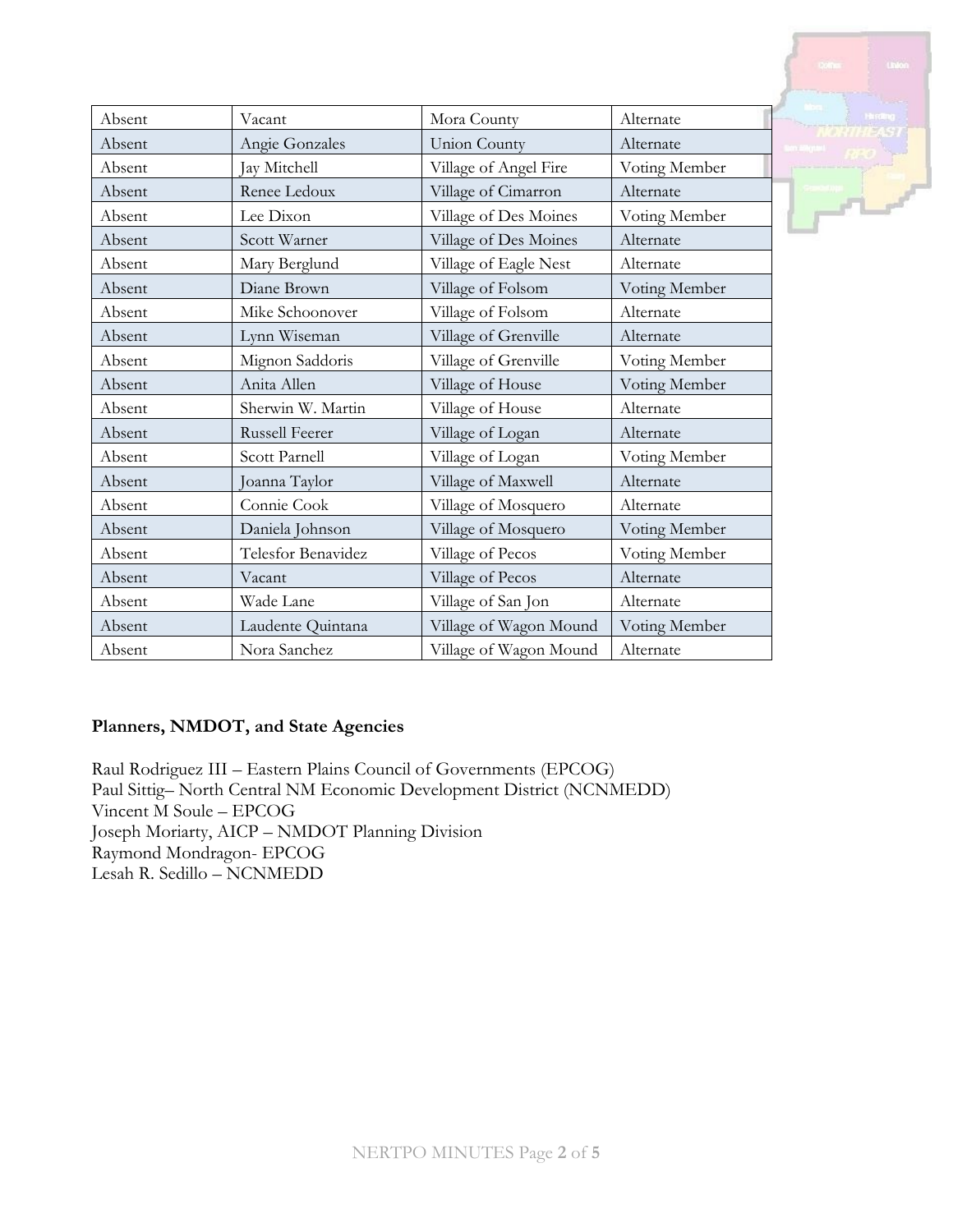| Absent | Vacant | Mora County | Alternate |
|---|---|---|---|
| Absent | Angie Gonzales | Union County | Alternate |
| Absent | Jay Mitchell | Village of Angel Fire | Voting Member |
| Absent | Renee Ledoux | Village of Cimarron | Alternate |
| Absent | Lee Dixon | Village of Des Moines | Voting Member |
| Absent | Scott Warner | Village of Des Moines | Alternate |
| Absent | Mary Berglund | Village of Eagle Nest | Alternate |
| Absent | Diane Brown | Village of Folsom | Voting Member |
| Absent | Mike Schoonover | Village of Folsom | Alternate |
| Absent | Lynn Wiseman | Village of Grenville | Alternate |
| Absent | Mignon Saddoris | Village of Grenville | Voting Member |
| Absent | Anita Allen | Village of House | Voting Member |
| Absent | Sherwin W. Martin | Village of House | Alternate |
| Absent | Russell Feerer | Village of Logan | Alternate |
| Absent | Scott Parnell | Village of Logan | Voting Member |
| Absent | Joanna Taylor | Village of Maxwell | Alternate |
| Absent | Connie Cook | Village of Mosquero | Alternate |
| Absent | Daniela Johnson | Village of Mosquero | Voting Member |
| Absent | Telesfor Benavidez | Village of Pecos | Voting Member |
| Absent | Vacant | Village of Pecos | Alternate |
| Absent | Wade Lane | Village of San Jon | Alternate |
| Absent | Laudente Quintana | Village of Wagon Mound | Voting Member |
| Absent | Nora Sanchez | Village of Wagon Mound | Alternate |

**Planners, NMDOT, and State Agencies**

Raul Rodriguez III – Eastern Plains Council of Governments (EPCOG)
Paul Sittig– North Central NM Economic Development District (NCNMEDD)
Vincent M Soule – EPCOG
Joseph Moriarty, AICP – NMDOT Planning Division
Raymond Mondragon- EPCOG
Lesah R. Sedillo – NCNMEDD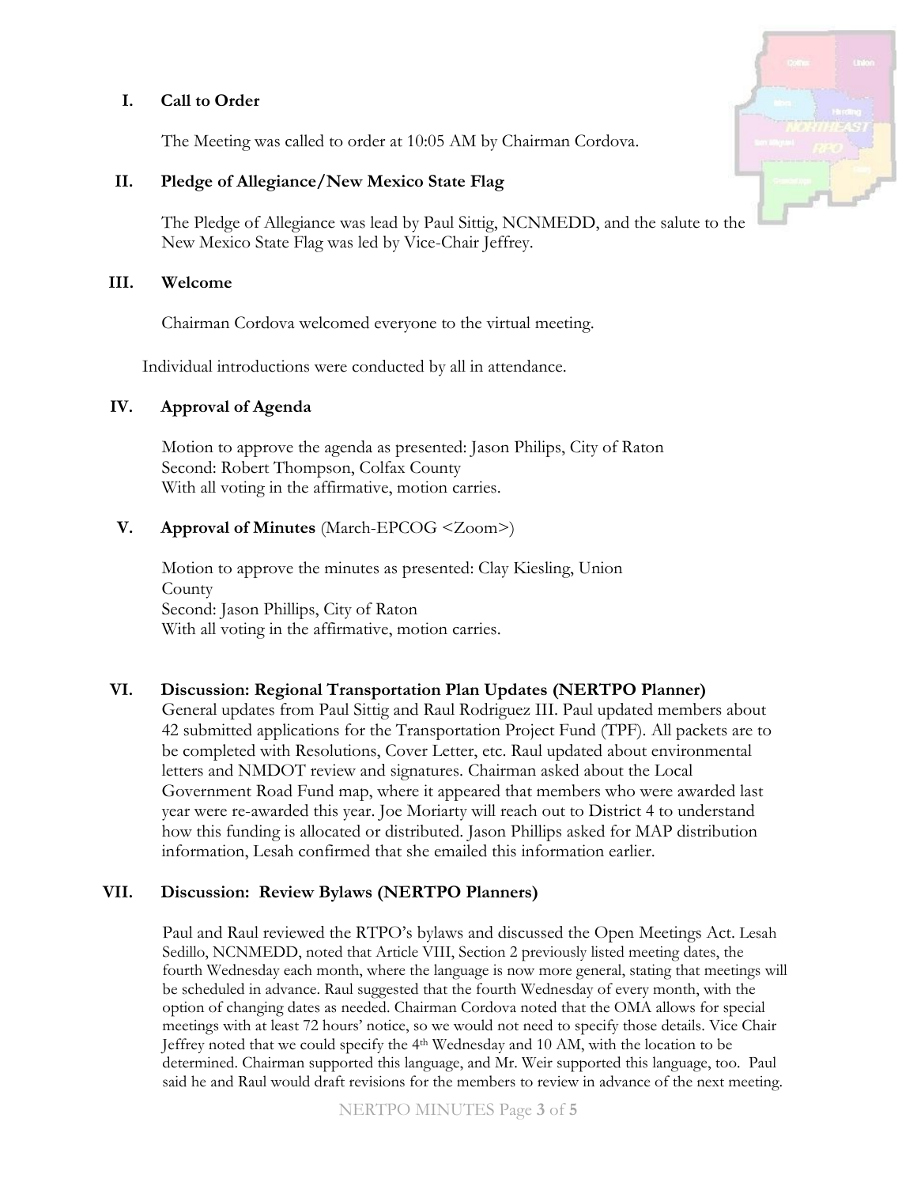## I. Call to Order

The Meeting was called to order at 10:05 AM by Chairman Cordova.

## II. Pledge of Allegiance/New Mexico State Flag

The Pledge of Allegiance was lead by Paul Sittig, NCNMEDD, and the salute to the New Mexico State Flag was led by Vice-Chair Jeffrey.

## III. Welcome

Chairman Cordova welcomed everyone to the virtual meeting.

Individual introductions were conducted by all in attendance.

## IV. Approval of Agenda

Motion to approve the agenda as presented: Jason Philips, City of Raton
Second: Robert Thompson, Colfax County
With all voting in the affirmative, motion carries.

## V. Approval of Minutes (March-EPCOG <Zoom>)

Motion to approve the minutes as presented: Clay Kiesling, Union County
Second: Jason Phillips, City of Raton
With all voting in the affirmative, motion carries.

## VI. Discussion: Regional Transportation Plan Updates (NERTPO Planner)

General updates from Paul Sittig and Raul Rodriguez III. Paul updated members about 42 submitted applications for the Transportation Project Fund (TPF). All packets are to be completed with Resolutions, Cover Letter, etc. Raul updated about environmental letters and NMDOT review and signatures. Chairman asked about the Local Government Road Fund map, where it appeared that members who were awarded last year were re-awarded this year. Joe Moriarty will reach out to District 4 to understand how this funding is allocated or distributed. Jason Phillips asked for MAP distribution information, Lesah confirmed that she emailed this information earlier.

## VII. Discussion: Review Bylaws (NERTPO Planners)

Paul and Raul reviewed the RTPO's bylaws and discussed the Open Meetings Act. Lesah Sedillo, NCNMEDD, noted that Article VIII, Section 2 previously listed meeting dates, the fourth Wednesday each month, where the language is now more general, stating that meetings will be scheduled in advance. Raul suggested that the fourth Wednesday of every month, with the option of changing dates as needed. Chairman Cordova noted that the OMA allows for special meetings with at least 72 hours' notice, so we would not need to specify those details. Vice Chair Jeffrey noted that we could specify the 4th Wednesday and 10 AM, with the location to be determined. Chairman supported this language, and Mr. Weir supported this language, too. Paul said he and Raul would draft revisions for the members to review in advance of the next meeting.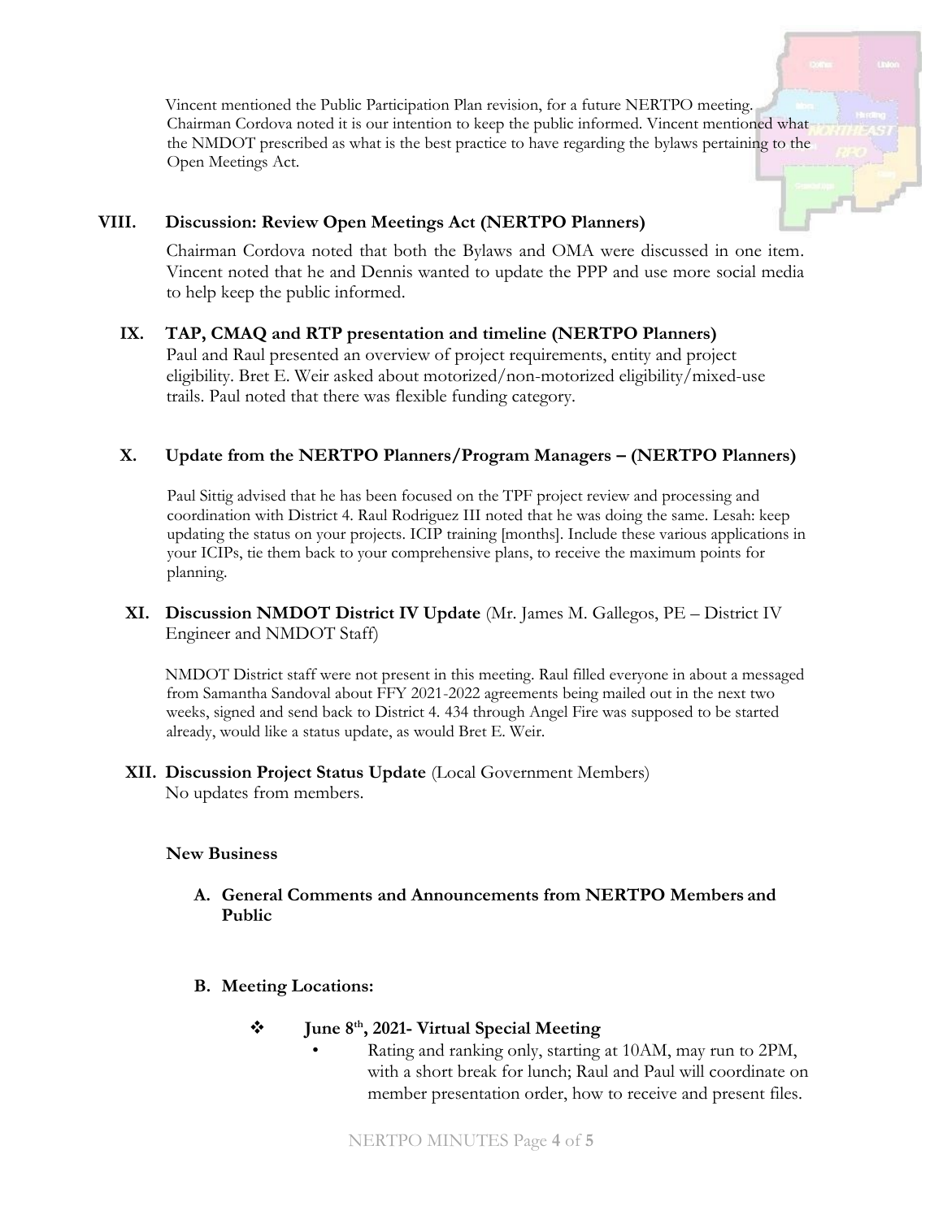Vincent mentioned the Public Participation Plan revision, for a future NERTPO meeting. Chairman Cordova noted it is our intention to keep the public informed. Vincent mentioned what the NMDOT prescribed as what is the best practice to have regarding the bylaws pertaining to the Open Meetings Act.

## VIII. Discussion: Review Open Meetings Act (NERTPO Planners)

Chairman Cordova noted that both the Bylaws and OMA were discussed in one item. Vincent noted that he and Dennis wanted to update the PPP and use more social media to help keep the public informed.

## IX. TAP, CMAQ and RTP presentation and timeline (NERTPO Planners)

Paul and Raul presented an overview of project requirements, entity and project eligibility. Bret E. Weir asked about motorized/non-motorized eligibility/mixed-use trails. Paul noted that there was flexible funding category.

## X. Update from the NERTPO Planners/Program Managers – (NERTPO Planners)

Paul Sittig advised that he has been focused on the TPF project review and processing and coordination with District 4. Raul Rodriguez III noted that he was doing the same. Lesah: keep updating the status on your projects. ICIP training [months]. Include these various applications in your ICIPs, tie them back to your comprehensive plans, to receive the maximum points for planning.

## XI. Discussion NMDOT District IV Update (Mr. James M. Gallegos, PE – District IV Engineer and NMDOT Staff)

NMDOT District staff were not present in this meeting. Raul filled everyone in about a messaged from Samantha Sandoval about FFY 2021-2022 agreements being mailed out in the next two weeks, signed and send back to District 4. 434 through Angel Fire was supposed to be started already, would like a status update, as would Bret E. Weir.

## XII. Discussion Project Status Update (Local Government Members)

No updates from members.

### New Business

**A. General Comments and Announcements from NERTPO Members and Public**

**B. Meeting Locations:**

- **June 8th, 2021- Virtual Special Meeting**
  - Rating and ranking only, starting at 10AM, may run to 2PM, with a short break for lunch; Raul and Paul will coordinate on member presentation order, how to receive and present files.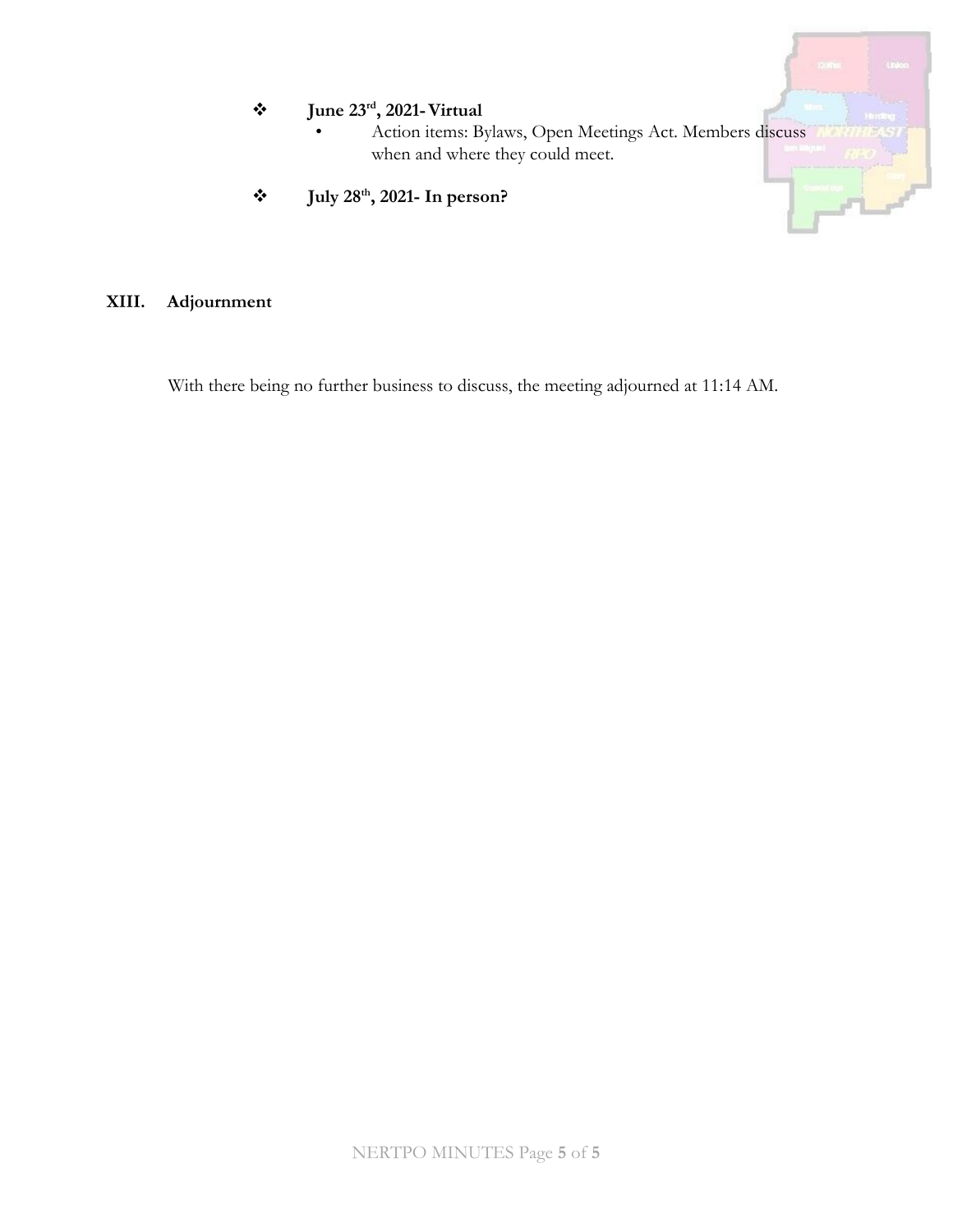- **June 23rd, 2021- Virtual**
  - Action items: Bylaws, Open Meetings Act. Members discuss when and where they could meet.
- **July 28th, 2021- In person?**

## XIII. Adjournment

With there being no further business to discuss, the meeting adjourned at 11:14 AM.